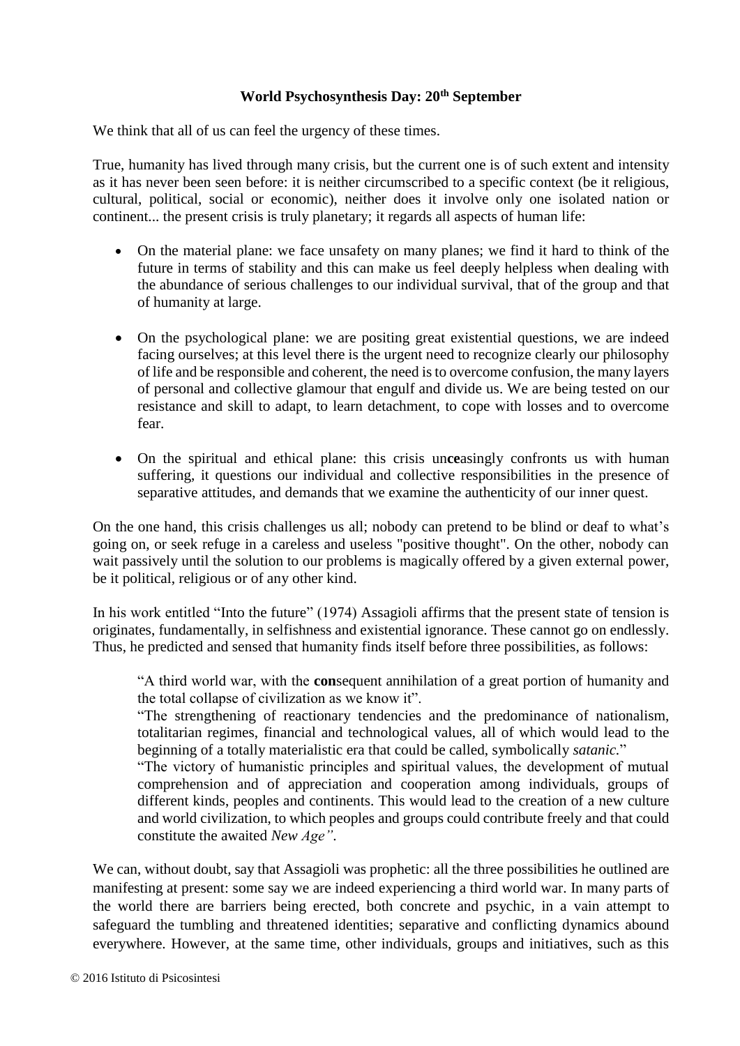# World Psychosynthesis Day: 20th September

We think that all of us can feel the urgency of these times.

True, humanity has lived through many crisis, but the current one is of such extent and intensity as it has never been seen before: it is neither circumscribed to a specific context (be it religious, cultural, political, social or economic), neither does it involve only one isolated nation or continent... the present crisis is truly planetary; it regards all aspects of human life:

- On the material plane: we face unsafety on many planes; we find it hard to think of the future in terms of stability and this can make us feel deeply helpless when dealing with the abundance of serious challenges to our individual survival, that of the group and that of humanity at large.

- On the psychological plane: we are positing great existential questions, we are indeed facing ourselves; at this level there is the urgent need to recognize clearly our philosophy of life and be responsible and coherent, the need is to overcome confusion, the many layers of personal and collective glamour that engulf and divide us. We are being tested on our resistance and skill to adapt, to learn detachment, to cope with losses and to overcome fear.

- On the spiritual and ethical plane: this crisis un**ce**asingly confronts us with human suffering, it questions our individual and collective responsibilities in the presence of separative attitudes, and demands that we examine the authenticity of our inner quest.

On the one hand, this crisis challenges us all; nobody can pretend to be blind or deaf to what's going on, or seek refuge in a careless and useless "positive thought". On the other, nobody can wait passively until the solution to our problems is magically offered by a given external power, be it political, religious or of any other kind.

In his work entitled "Into the future" (1974) Assagioli affirms that the present state of tension is originates, fundamentally, in selfishness and existential ignorance. These cannot go on endlessly. Thus, he predicted and sensed that humanity finds itself before three possibilities, as follows:

> "A third world war, with the **con**sequent annihilation of a great portion of humanity and the total collapse of civilization as we know it".
> "The strengthening of reactionary tendencies and the predominance of nationalism, totalitarian regimes, financial and technological values, all of which would lead to the beginning of a totally materialistic era that could be called, symbolically *satanic*."
> "The victory of humanistic principles and spiritual values, the development of mutual comprehension and of appreciation and cooperation among individuals, groups of different kinds, peoples and continents. This would lead to the creation of a new culture and world civilization, to which peoples and groups could contribute freely and that could constitute the awaited *New Age"*.

We can, without doubt, say that Assagioli was prophetic: all the three possibilities he outlined are manifesting at present: some say we are indeed experiencing a third world war. In many parts of the world there are barriers being erected, both concrete and psychic, in a vain attempt to safeguard the tumbling and threatened identities; separative and conflicting dynamics abound everywhere. However, at the same time, other individuals, groups and initiatives, such as this

© 2016 Istituto di Psicosintesi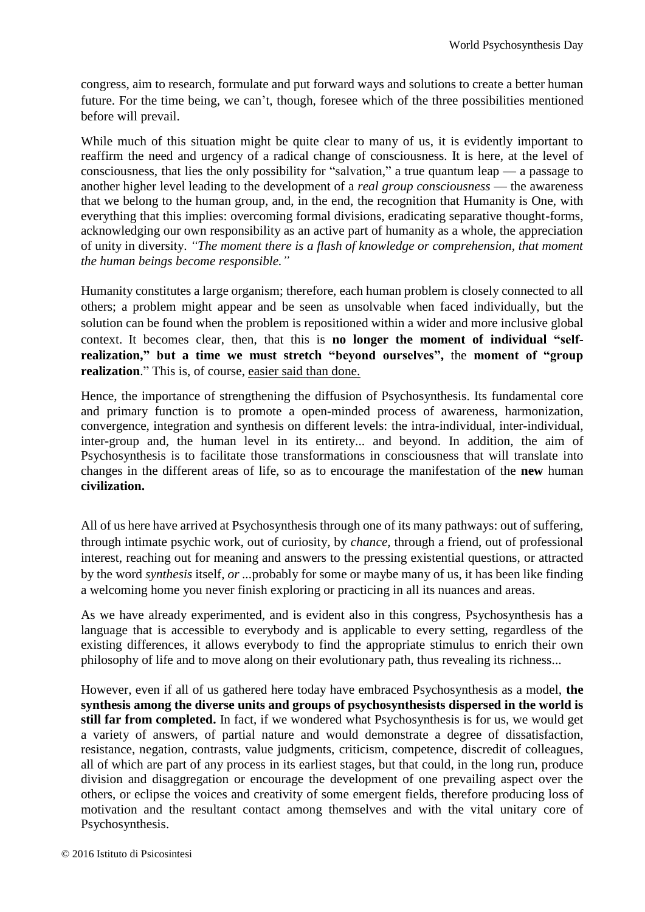congress, aim to research, formulate and put forward ways and solutions to create a better human future. For the time being, we can't, though, foresee which of the three possibilities mentioned before will prevail.

While much of this situation might be quite clear to many of us, it is evidently important to reaffirm the need and urgency of a radical change of consciousness. It is here, at the level of consciousness, that lies the only possibility for "salvation," a true quantum leap — a passage to another higher level leading to the development of a *real group consciousness* — the awareness that we belong to the human group, and, in the end, the recognition that Humanity is One, with everything that this implies: overcoming formal divisions, eradicating separative thought-forms, acknowledging our own responsibility as an active part of humanity as a whole, the appreciation of unity in diversity. *"The moment there is a flash of knowledge or comprehension, that moment the human beings become responsible."*

Humanity constitutes a large organism; therefore, each human problem is closely connected to all others; a problem might appear and be seen as unsolvable when faced individually, but the solution can be found when the problem is repositioned within a wider and more inclusive global context. It becomes clear, then, that this is **no longer the moment of individual "self-realization," but a time we must stretch "beyond ourselves",** the **moment of "group realization**." This is, of course, easier said than done.

Hence, the importance of strengthening the diffusion of Psychosynthesis. Its fundamental core and primary function is to promote a open-minded process of awareness, harmonization, convergence, integration and synthesis on different levels: the intra-individual, inter-individual, inter-group and, the human level in its entirety... and beyond. In addition, the aim of Psychosynthesis is to facilitate those transformations in consciousness that will translate into changes in the different areas of life, so as to encourage the manifestation of the **new** human **civilization.**

All of us here have arrived at Psychosynthesis through one of its many pathways: out of suffering, through intimate psychic work, out of curiosity, by *chance*, through a friend, out of professional interest, reaching out for meaning and answers to the pressing existential questions, or attracted by the word *synthesis* itself, *or* ...probably for some or maybe many of us, it has been like finding a welcoming home you never finish exploring or practicing in all its nuances and areas.

As we have already experimented, and is evident also in this congress, Psychosynthesis has a language that is accessible to everybody and is applicable to every setting, regardless of the existing differences, it allows everybody to find the appropriate stimulus to enrich their own philosophy of life and to move along on their evolutionary path, thus revealing its richness...

However, even if all of us gathered here today have embraced Psychosynthesis as a model, **the synthesis among the diverse units and groups of psychosynthesists dispersed in the world is still far from completed.** In fact, if we wondered what Psychosynthesis is for us, we would get a variety of answers, of partial nature and would demonstrate a degree of dissatisfaction, resistance, negation, contrasts, value judgments, criticism, competence, discredit of colleagues, all of which are part of any process in its earliest stages, but that could, in the long run, produce division and disaggregation or encourage the development of one prevailing aspect over the others, or eclipse the voices and creativity of some emergent fields, therefore producing loss of motivation and the resultant contact among themselves and with the vital unitary core of Psychosynthesis.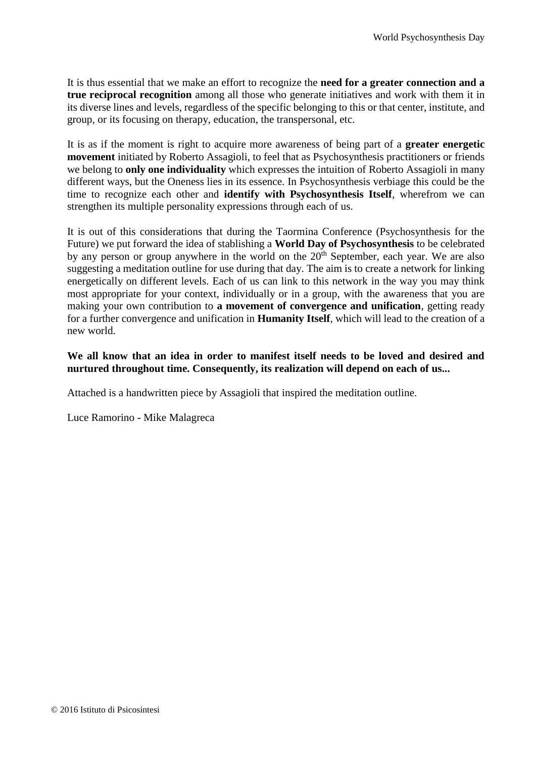It is thus essential that we make an effort to recognize the **need for a greater connection and a true reciprocal recognition** among all those who generate initiatives and work with them it in its diverse lines and levels, regardless of the specific belonging to this or that center, institute, and group, or its focusing on therapy, education, the transpersonal, etc.

It is as if the moment is right to acquire more awareness of being part of a **greater energetic movement** initiated by Roberto Assagioli, to feel that as Psychosynthesis practitioners or friends we belong to **only one individuality** which expresses the intuition of Roberto Assagioli in many different ways, but the Oneness lies in its essence. In Psychosynthesis verbiage this could be the time to recognize each other and **identify with Psychosynthesis Itself**, wherefrom we can strengthen its multiple personality expressions through each of us.

It is out of this considerations that during the Taormina Conference (Psychosynthesis for the Future) we put forward the idea of stablishing a **World Day of Psychosynthesis** to be celebrated by any person or group anywhere in the world on the 20th September, each year. We are also suggesting a meditation outline for use during that day. The aim is to create a network for linking energetically on different levels. Each of us can link to this network in the way you may think most appropriate for your context, individually or in a group, with the awareness that you are making your own contribution to **a movement of convergence and unification**, getting ready for a further convergence and unification in **Humanity Itself**, which will lead to the creation of a new world.

**We all know that an idea in order to manifest itself needs to be loved and desired and nurtured throughout time. Consequently, its realization will depend on each of us...**

Attached is a handwritten piece by Assagioli that inspired the meditation outline.

Luce Ramorino - Mike Malagreca

© 2016 Istituto di Psicosintesi